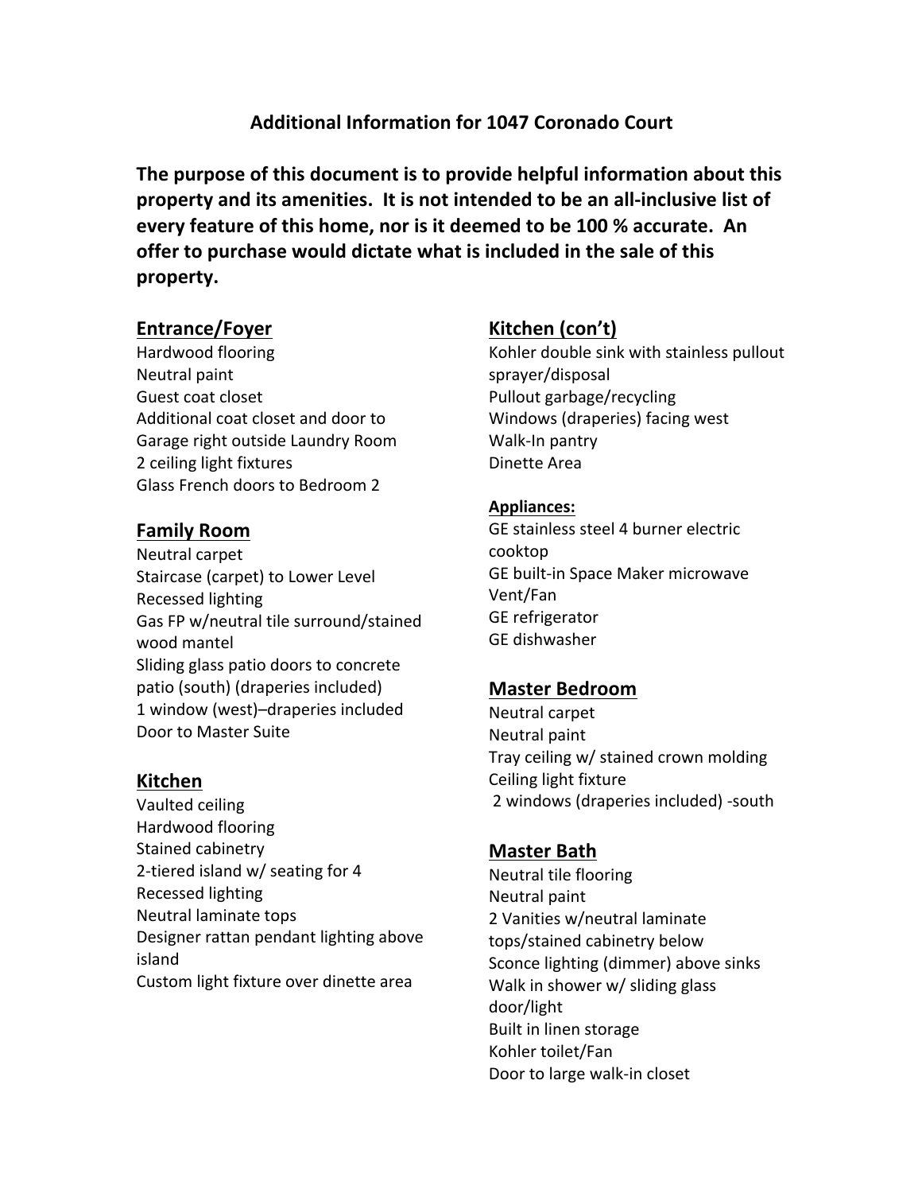# Additional Information for 1047 Coronado Court

**The purpose of this document is to provide helpful information about this property and its amenities. It is not intended to be an all-inclusive list of every feature of this home, nor is it deemed to be 100 % accurate. An offer to purchase would dictate what is included in the sale of this property.**

## Entrance/Foyer

Hardwood flooring
Neutral paint
Guest coat closet
Additional coat closet and door to Garage right outside Laundry Room
2 ceiling light fixtures
Glass French doors to Bedroom 2

## Family Room

Neutral carpet
Staircase (carpet) to Lower Level
Recessed lighting
Gas FP w/neutral tile surround/stained wood mantel
Sliding glass patio doors to concrete patio (south) (draperies included)
1 window (west)–draperies included
Door to Master Suite

## Kitchen

Vaulted ceiling
Hardwood flooring
Stained cabinetry
2-tiered island w/ seating for 4
Recessed lighting
Neutral laminate tops
Designer rattan pendant lighting above island
Custom light fixture over dinette area

## Kitchen (con't)

Kohler double sink with stainless pullout sprayer/disposal
Pullout garbage/recycling
Windows (draperies) facing west
Walk-In pantry
Dinette Area

### Appliances:

GE stainless steel 4 burner electric cooktop
GE built-in Space Maker microwave Vent/Fan
GE refrigerator
GE dishwasher

## Master Bedroom

Neutral carpet
Neutral paint
Tray ceiling w/ stained crown molding
Ceiling light fixture
2 windows (draperies included) -south

## Master Bath

Neutral tile flooring
Neutral paint
2 Vanities w/neutral laminate tops/stained cabinetry below
Sconce lighting (dimmer) above sinks
Walk in shower w/ sliding glass door/light
Built in linen storage
Kohler toilet/Fan
Door to large walk-in closet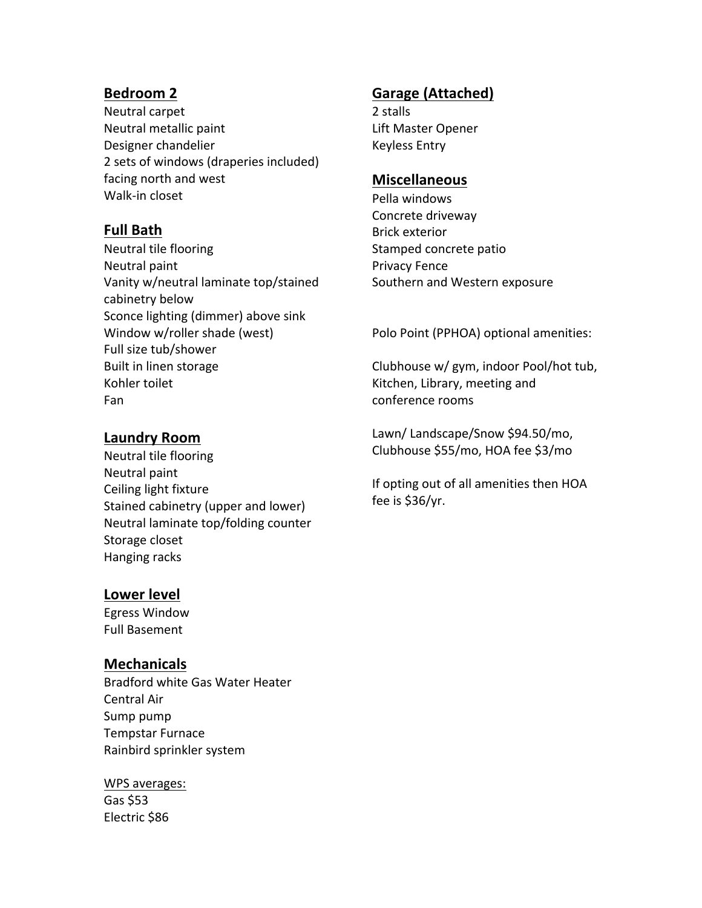## Bedroom 2

Neutral carpet
Neutral metallic paint
Designer chandelier
2 sets of windows (draperies included) facing north and west
Walk-in closet

## Full Bath

Neutral tile flooring
Neutral paint
Vanity w/neutral laminate top/stained cabinetry below
Sconce lighting (dimmer) above sink
Window w/roller shade (west)
Full size tub/shower
Built in linen storage
Kohler toilet
Fan

## Laundry Room

Neutral tile flooring
Neutral paint
Ceiling light fixture
Stained cabinetry (upper and lower)
Neutral laminate top/folding counter
Storage closet
Hanging racks

## Lower level

Egress Window
Full Basement

## Mechanicals

Bradford white Gas Water Heater
Central Air
Sump pump
Tempstar Furnace
Rainbird sprinkler system

WPS averages:
Gas $53
Electric $86

## Garage (Attached)

2 stalls
Lift Master Opener
Keyless Entry

## Miscellaneous

Pella windows
Concrete driveway
Brick exterior
Stamped concrete patio
Privacy Fence
Southern and Western exposure

Polo Point (PPHOA) optional amenities:

Clubhouse w/ gym, indoor Pool/hot tub, Kitchen, Library, meeting and conference rooms

Lawn/ Landscape/Snow $94.50/mo, Clubhouse $55/mo, HOA fee $3/mo

If opting out of all amenities then HOA fee is $36/yr.